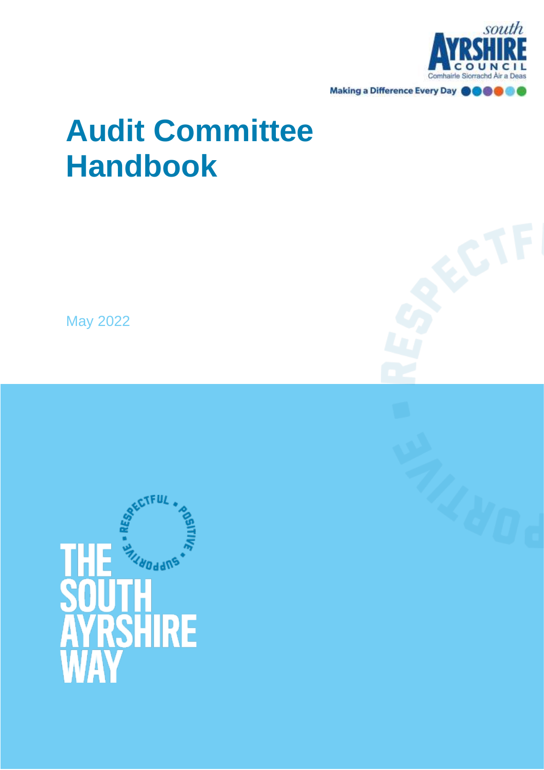south
AYRSHIRE
COUNCIL
Comhairle Siorrachd Àir a Deas

Making a Difference Every Day

# Audit Committee Handbook

May 2022

RESPECTFUL • POSITIVE • SUPPORTIVE •

THE SOUTH AYRSHIRE WAY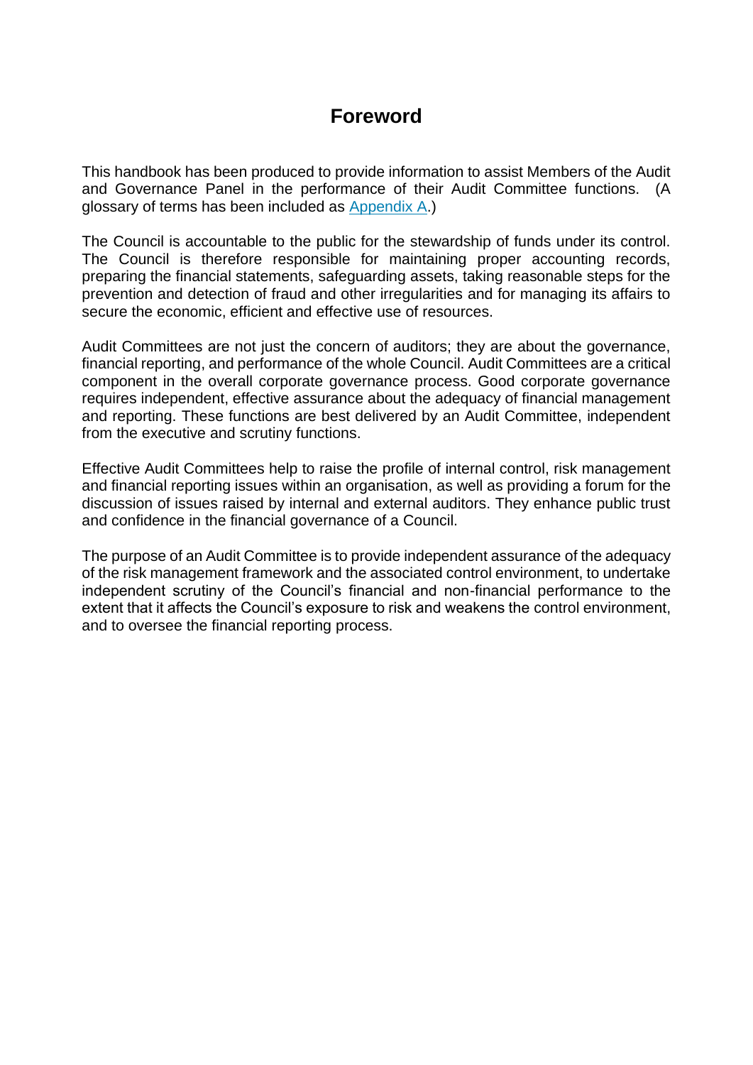# Foreword

This handbook has been produced to provide information to assist Members of the Audit and Governance Panel in the performance of their Audit Committee functions. (A glossary of terms has been included as Appendix A.)

The Council is accountable to the public for the stewardship of funds under its control. The Council is therefore responsible for maintaining proper accounting records, preparing the financial statements, safeguarding assets, taking reasonable steps for the prevention and detection of fraud and other irregularities and for managing its affairs to secure the economic, efficient and effective use of resources.

Audit Committees are not just the concern of auditors; they are about the governance, financial reporting, and performance of the whole Council. Audit Committees are a critical component in the overall corporate governance process. Good corporate governance requires independent, effective assurance about the adequacy of financial management and reporting. These functions are best delivered by an Audit Committee, independent from the executive and scrutiny functions.

Effective Audit Committees help to raise the profile of internal control, risk management and financial reporting issues within an organisation, as well as providing a forum for the discussion of issues raised by internal and external auditors. They enhance public trust and confidence in the financial governance of a Council.

The purpose of an Audit Committee is to provide independent assurance of the adequacy of the risk management framework and the associated control environment, to undertake independent scrutiny of the Council's financial and non-financial performance to the extent that it affects the Council's exposure to risk and weakens the control environment, and to oversee the financial reporting process.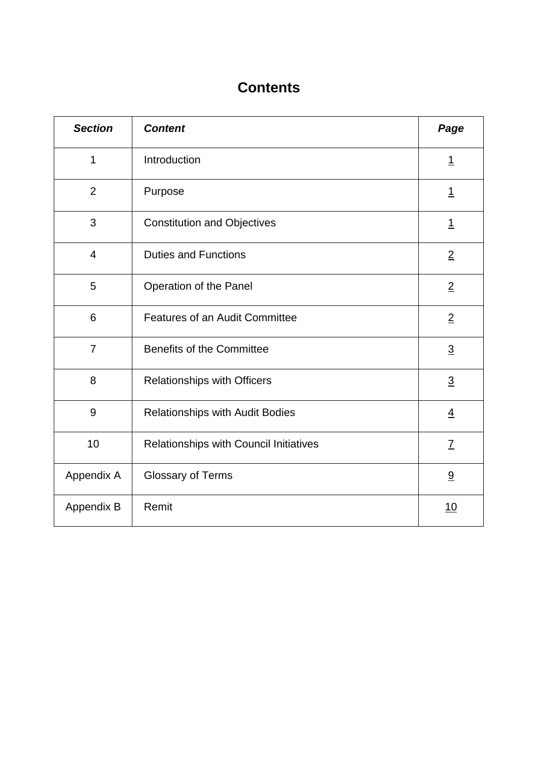# Contents

| ***Section*** | ***Content*** | ***Page*** |
|---|---|---|
| 1 | Introduction | 1 |
| 2 | Purpose | 1 |
| 3 | Constitution and Objectives | 1 |
| 4 | Duties and Functions | 2 |
| 5 | Operation of the Panel | 2 |
| 6 | Features of an Audit Committee | 2 |
| 7 | Benefits of the Committee | 3 |
| 8 | Relationships with Officers | 3 |
| 9 | Relationships with Audit Bodies | 4 |
| 10 | Relationships with Council Initiatives | 7 |
| Appendix A | Glossary of Terms | 9 |
| Appendix B | Remit | 10 |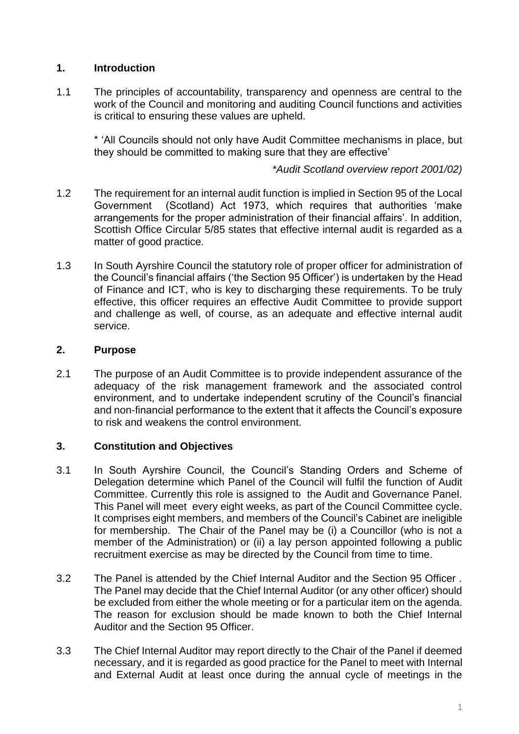## 1. Introduction

1.1 The principles of accountability, transparency and openness are central to the work of the Council and monitoring and auditing Council functions and activities is critical to ensuring these values are upheld.

> * 'All Councils should not only have Audit Committee mechanisms in place, but they should be committed to making sure that they are effective'
>
> *\*Audit Scotland overview report 2001/02)*

1.2 The requirement for an internal audit function is implied in Section 95 of the Local Government (Scotland) Act 1973, which requires that authorities 'make arrangements for the proper administration of their financial affairs'. In addition, Scottish Office Circular 5/85 states that effective internal audit is regarded as a matter of good practice.

1.3 In South Ayrshire Council the statutory role of proper officer for administration of the Council's financial affairs ('the Section 95 Officer') is undertaken by the Head of Finance and ICT, who is key to discharging these requirements. To be truly effective, this officer requires an effective Audit Committee to provide support and challenge as well, of course, as an adequate and effective internal audit service.

## 2. Purpose

2.1 The purpose of an Audit Committee is to provide independent assurance of the adequacy of the risk management framework and the associated control environment, and to undertake independent scrutiny of the Council's financial and non-financial performance to the extent that it affects the Council's exposure to risk and weakens the control environment.

## 3. Constitution and Objectives

3.1 In South Ayrshire Council, the Council's Standing Orders and Scheme of Delegation determine which Panel of the Council will fulfil the function of Audit Committee. Currently this role is assigned to the Audit and Governance Panel. This Panel will meet every eight weeks, as part of the Council Committee cycle. It comprises eight members, and members of the Council's Cabinet are ineligible for membership. The Chair of the Panel may be (i) a Councillor (who is not a member of the Administration) or (ii) a lay person appointed following a public recruitment exercise as may be directed by the Council from time to time.

3.2 The Panel is attended by the Chief Internal Auditor and the Section 95 Officer . The Panel may decide that the Chief Internal Auditor (or any other officer) should be excluded from either the whole meeting or for a particular item on the agenda. The reason for exclusion should be made known to both the Chief Internal Auditor and the Section 95 Officer.

3.3 The Chief Internal Auditor may report directly to the Chair of the Panel if deemed necessary, and it is regarded as good practice for the Panel to meet with Internal and External Audit at least once during the annual cycle of meetings in the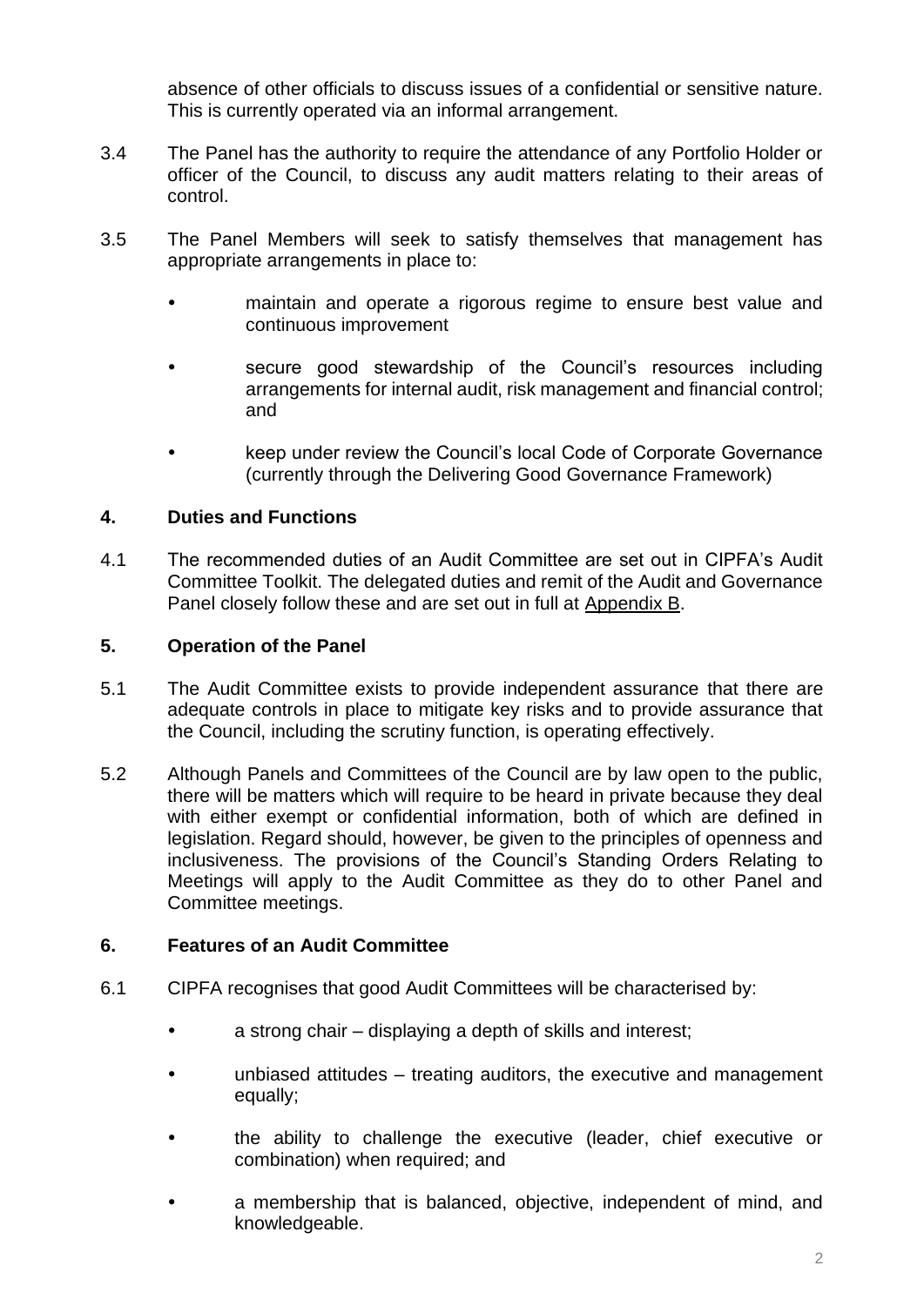absence of other officials to discuss issues of a confidential or sensitive nature. This is currently operated via an informal arrangement.

3.4 The Panel has the authority to require the attendance of any Portfolio Holder or officer of the Council, to discuss any audit matters relating to their areas of control.

3.5 The Panel Members will seek to satisfy themselves that management has appropriate arrangements in place to:

- maintain and operate a rigorous regime to ensure best value and continuous improvement
- secure good stewardship of the Council's resources including arrangements for internal audit, risk management and financial control; and
- keep under review the Council's local Code of Corporate Governance (currently through the Delivering Good Governance Framework)

## 4. Duties and Functions

4.1 The recommended duties of an Audit Committee are set out in CIPFA's Audit Committee Toolkit. The delegated duties and remit of the Audit and Governance Panel closely follow these and are set out in full at Appendix B.

## 5. Operation of the Panel

5.1 The Audit Committee exists to provide independent assurance that there are adequate controls in place to mitigate key risks and to provide assurance that the Council, including the scrutiny function, is operating effectively.

5.2 Although Panels and Committees of the Council are by law open to the public, there will be matters which will require to be heard in private because they deal with either exempt or confidential information, both of which are defined in legislation. Regard should, however, be given to the principles of openness and inclusiveness. The provisions of the Council's Standing Orders Relating to Meetings will apply to the Audit Committee as they do to other Panel and Committee meetings.

## 6. Features of an Audit Committee

6.1 CIPFA recognises that good Audit Committees will be characterised by:

- a strong chair – displaying a depth of skills and interest;
- unbiased attitudes – treating auditors, the executive and management equally;
- the ability to challenge the executive (leader, chief executive or combination) when required; and
- a membership that is balanced, objective, independent of mind, and knowledgeable.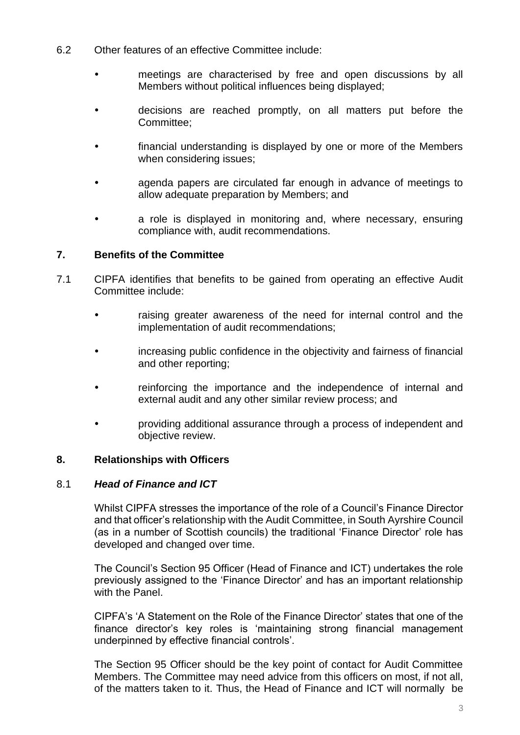6.2 Other features of an effective Committee include:

- meetings are characterised by free and open discussions by all Members without political influences being displayed;
- decisions are reached promptly, on all matters put before the Committee;
- financial understanding is displayed by one or more of the Members when considering issues;
- agenda papers are circulated far enough in advance of meetings to allow adequate preparation by Members; and
- a role is displayed in monitoring and, where necessary, ensuring compliance with, audit recommendations.

## 7. Benefits of the Committee

7.1 CIPFA identifies that benefits to be gained from operating an effective Audit Committee include:

- raising greater awareness of the need for internal control and the implementation of audit recommendations;
- increasing public confidence in the objectivity and fairness of financial and other reporting;
- reinforcing the importance and the independence of internal and external audit and any other similar review process; and
- providing additional assurance through a process of independent and objective review.

## 8. Relationships with Officers

### 8.1 *Head of Finance and ICT*

Whilst CIPFA stresses the importance of the role of a Council's Finance Director and that officer's relationship with the Audit Committee, in South Ayrshire Council (as in a number of Scottish councils) the traditional 'Finance Director' role has developed and changed over time.

The Council's Section 95 Officer (Head of Finance and ICT) undertakes the role previously assigned to the 'Finance Director' and has an important relationship with the Panel.

CIPFA's 'A Statement on the Role of the Finance Director' states that one of the finance director's key roles is 'maintaining strong financial management underpinned by effective financial controls'.

The Section 95 Officer should be the key point of contact for Audit Committee Members. The Committee may need advice from this officers on most, if not all, of the matters taken to it. Thus, the Head of Finance and ICT will normally be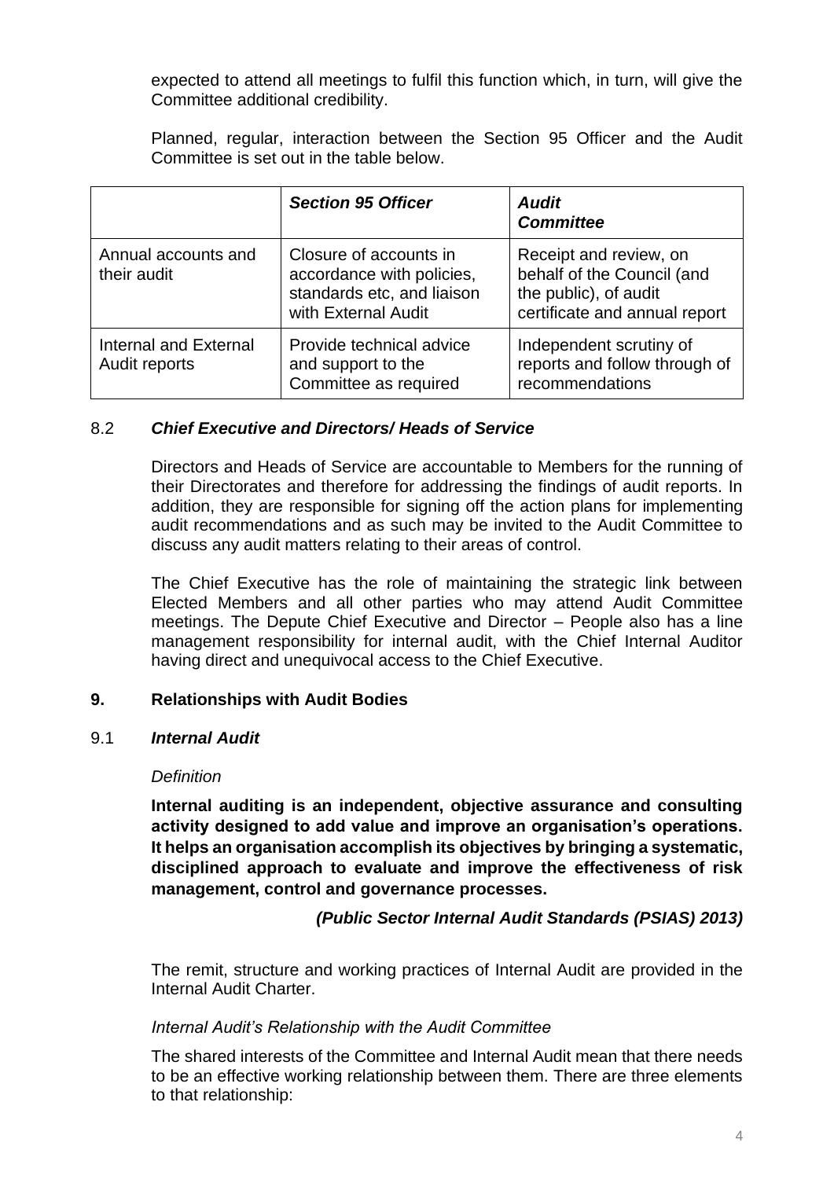expected to attend all meetings to fulfil this function which, in turn, will give the Committee additional credibility.

Planned, regular, interaction between the Section 95 Officer and the Audit Committee is set out in the table below.

| | ***Section 95 Officer*** | ***Audit Committee*** |
|---|---|---|
| Annual accounts and their audit | Closure of accounts in accordance with policies, standards etc, and liaison with External Audit | Receipt and review, on behalf of the Council (and the public), of audit certificate and annual report |
| Internal and External Audit reports | Provide technical advice and support to the Committee as required | Independent scrutiny of reports and follow through of recommendations |

### 8.2 ***Chief Executive and Directors/ Heads of Service***

Directors and Heads of Service are accountable to Members for the running of their Directorates and therefore for addressing the findings of audit reports. In addition, they are responsible for signing off the action plans for implementing audit recommendations and as such may be invited to the Audit Committee to discuss any audit matters relating to their areas of control.

The Chief Executive has the role of maintaining the strategic link between Elected Members and all other parties who may attend Audit Committee meetings. The Depute Chief Executive and Director – People also has a line management responsibility for internal audit, with the Chief Internal Auditor having direct and unequivocal access to the Chief Executive.

## 9. Relationships with Audit Bodies

### 9.1 ***Internal Audit***

*Definition*

**Internal auditing is an independent, objective assurance and consulting activity designed to add value and improve an organisation's operations. It helps an organisation accomplish its objectives by bringing a systematic, disciplined approach to evaluate and improve the effectiveness of risk management, control and governance processes.**

***(Public Sector Internal Audit Standards (PSIAS) 2013)***

The remit, structure and working practices of Internal Audit are provided in the Internal Audit Charter.

*Internal Audit's Relationship with the Audit Committee*

The shared interests of the Committee and Internal Audit mean that there needs to be an effective working relationship between them. There are three elements to that relationship: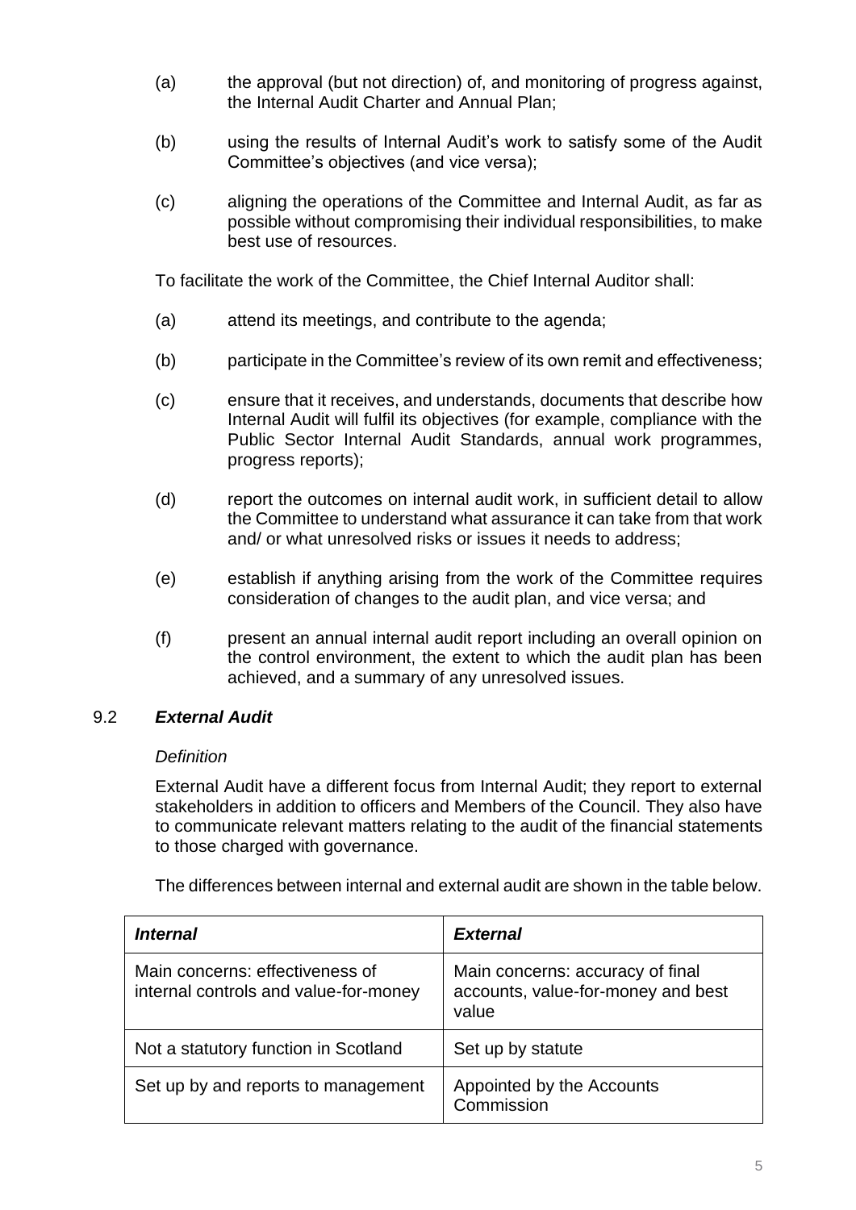(a) the approval (but not direction) of, and monitoring of progress against, the Internal Audit Charter and Annual Plan;

(b) using the results of Internal Audit's work to satisfy some of the Audit Committee's objectives (and vice versa);

(c) aligning the operations of the Committee and Internal Audit, as far as possible without compromising their individual responsibilities, to make best use of resources.

To facilitate the work of the Committee, the Chief Internal Auditor shall:

(a) attend its meetings, and contribute to the agenda;

(b) participate in the Committee's review of its own remit and effectiveness;

(c) ensure that it receives, and understands, documents that describe how Internal Audit will fulfil its objectives (for example, compliance with the Public Sector Internal Audit Standards, annual work programmes, progress reports);

(d) report the outcomes on internal audit work, in sufficient detail to allow the Committee to understand what assurance it can take from that work and/ or what unresolved risks or issues it needs to address;

(e) establish if anything arising from the work of the Committee requires consideration of changes to the audit plan, and vice versa; and

(f) present an annual internal audit report including an overall opinion on the control environment, the extent to which the audit plan has been achieved, and a summary of any unresolved issues.

### 9.2 ***External Audit***

*Definition*

External Audit have a different focus from Internal Audit; they report to external stakeholders in addition to officers and Members of the Council. They also have to communicate relevant matters relating to the audit of the financial statements to those charged with governance.

The differences between internal and external audit are shown in the table below.

| ***Internal*** | ***External*** |
|---|---|
| Main concerns: effectiveness of internal controls and value-for-money | Main concerns: accuracy of final accounts, value-for-money and best value |
| Not a statutory function in Scotland | Set up by statute |
| Set up by and reports to management | Appointed by the Accounts Commission |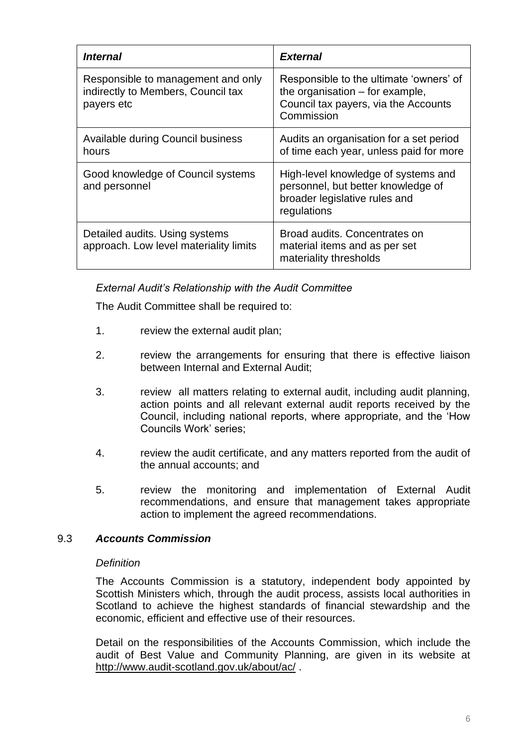| ***Internal*** | ***External*** |
|---|---|
| Responsible to management and only indirectly to Members, Council tax payers etc | Responsible to the ultimate 'owners' of the organisation – for example, Council tax payers, via the Accounts Commission |
| Available during Council business hours | Audits an organisation for a set period of time each year, unless paid for more |
| Good knowledge of Council systems and personnel | High-level knowledge of systems and personnel, but better knowledge of broader legislative rules and regulations |
| Detailed audits. Using systems approach. Low level materiality limits | Broad audits. Concentrates on material items and as per set materiality thresholds |

*External Audit's Relationship with the Audit Committee*

The Audit Committee shall be required to:

1. review the external audit plan;

2. review the arrangements for ensuring that there is effective liaison between Internal and External Audit;

3. review all matters relating to external audit, including audit planning, action points and all relevant external audit reports received by the Council, including national reports, where appropriate, and the 'How Councils Work' series;

4. review the audit certificate, and any matters reported from the audit of the annual accounts; and

5. review the monitoring and implementation of External Audit recommendations, and ensure that management takes appropriate action to implement the agreed recommendations.

### 9.3 *Accounts Commission*

*Definition*

The Accounts Commission is a statutory, independent body appointed by Scottish Ministers which, through the audit process, assists local authorities in Scotland to achieve the highest standards of financial stewardship and the economic, efficient and effective use of their resources.

Detail on the responsibilities of the Accounts Commission, which include the audit of Best Value and Community Planning, are given in its website at http://www.audit-scotland.gov.uk/about/ac/ .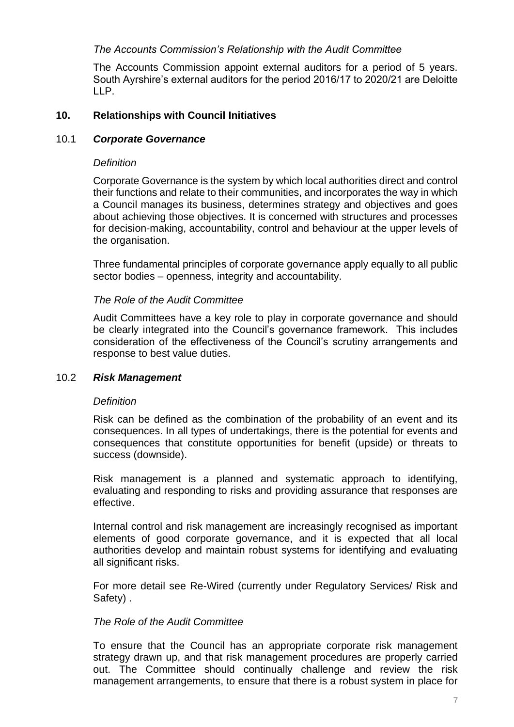*The Accounts Commission's Relationship with the Audit Committee*

The Accounts Commission appoint external auditors for a period of 5 years. South Ayrshire's external auditors for the period 2016/17 to 2020/21 are Deloitte LLP.

## 10. Relationships with Council Initiatives

### 10.1 *Corporate Governance*

*Definition*

Corporate Governance is the system by which local authorities direct and control their functions and relate to their communities, and incorporates the way in which a Council manages its business, determines strategy and objectives and goes about achieving those objectives. It is concerned with structures and processes for decision-making, accountability, control and behaviour at the upper levels of the organisation.

Three fundamental principles of corporate governance apply equally to all public sector bodies – openness, integrity and accountability.

*The Role of the Audit Committee*

Audit Committees have a key role to play in corporate governance and should be clearly integrated into the Council's governance framework. This includes consideration of the effectiveness of the Council's scrutiny arrangements and response to best value duties.

### 10.2 *Risk Management*

*Definition*

Risk can be defined as the combination of the probability of an event and its consequences. In all types of undertakings, there is the potential for events and consequences that constitute opportunities for benefit (upside) or threats to success (downside).

Risk management is a planned and systematic approach to identifying, evaluating and responding to risks and providing assurance that responses are effective.

Internal control and risk management are increasingly recognised as important elements of good corporate governance, and it is expected that all local authorities develop and maintain robust systems for identifying and evaluating all significant risks.

For more detail see Re-Wired (currently under Regulatory Services/ Risk and Safety) .

*The Role of the Audit Committee*

To ensure that the Council has an appropriate corporate risk management strategy drawn up, and that risk management procedures are properly carried out. The Committee should continually challenge and review the risk management arrangements, to ensure that there is a robust system in place for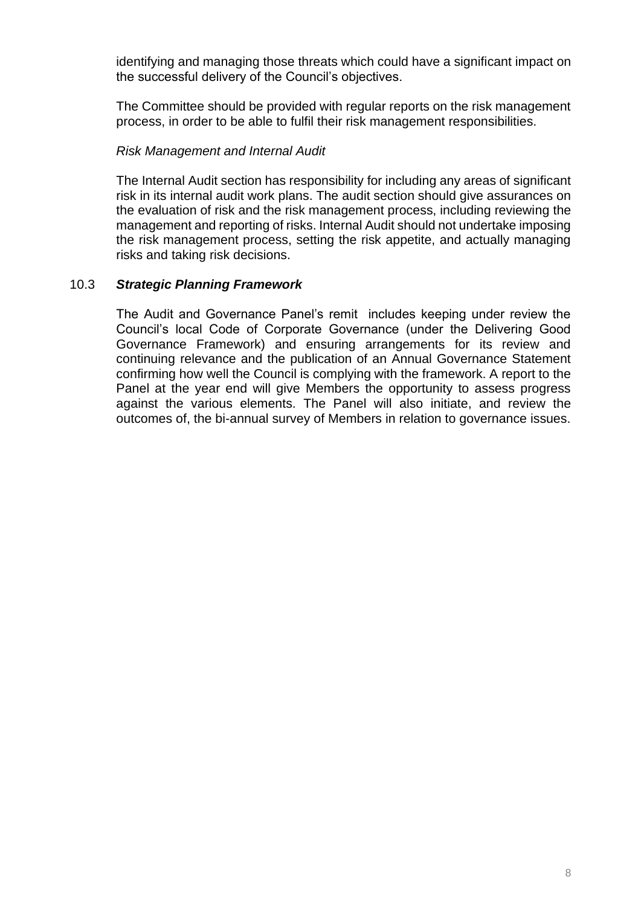identifying and managing those threats which could have a significant impact on the successful delivery of the Council's objectives.

The Committee should be provided with regular reports on the risk management process, in order to be able to fulfil their risk management responsibilities.

*Risk Management and Internal Audit*

The Internal Audit section has responsibility for including any areas of significant risk in its internal audit work plans. The audit section should give assurances on the evaluation of risk and the risk management process, including reviewing the management and reporting of risks. Internal Audit should not undertake imposing the risk management process, setting the risk appetite, and actually managing risks and taking risk decisions.

### 10.3 ***Strategic Planning Framework***

The Audit and Governance Panel's remit includes keeping under review the Council's local Code of Corporate Governance (under the Delivering Good Governance Framework) and ensuring arrangements for its review and continuing relevance and the publication of an Annual Governance Statement confirming how well the Council is complying with the framework. A report to the Panel at the year end will give Members the opportunity to assess progress against the various elements. The Panel will also initiate, and review the outcomes of, the bi-annual survey of Members in relation to governance issues.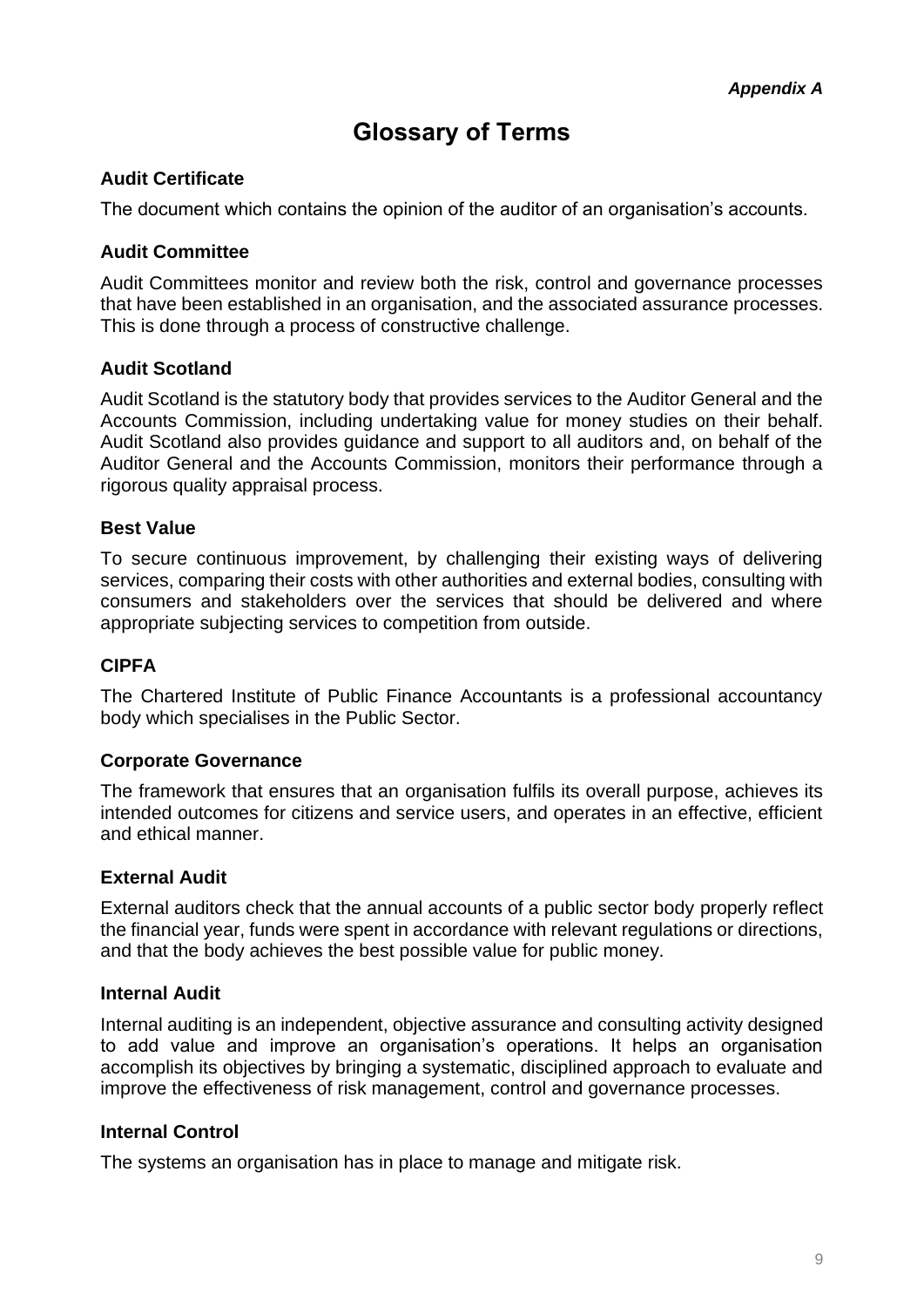*Appendix A*

# Glossary of Terms

### Audit Certificate

The document which contains the opinion of the auditor of an organisation's accounts.

### Audit Committee

Audit Committees monitor and review both the risk, control and governance processes that have been established in an organisation, and the associated assurance processes. This is done through a process of constructive challenge.

### Audit Scotland

Audit Scotland is the statutory body that provides services to the Auditor General and the Accounts Commission, including undertaking value for money studies on their behalf. Audit Scotland also provides guidance and support to all auditors and, on behalf of the Auditor General and the Accounts Commission, monitors their performance through a rigorous quality appraisal process.

### Best Value

To secure continuous improvement, by challenging their existing ways of delivering services, comparing their costs with other authorities and external bodies, consulting with consumers and stakeholders over the services that should be delivered and where appropriate subjecting services to competition from outside.

### CIPFA

The Chartered Institute of Public Finance Accountants is a professional accountancy body which specialises in the Public Sector.

### Corporate Governance

The framework that ensures that an organisation fulfils its overall purpose, achieves its intended outcomes for citizens and service users, and operates in an effective, efficient and ethical manner.

### External Audit

External auditors check that the annual accounts of a public sector body properly reflect the financial year, funds were spent in accordance with relevant regulations or directions, and that the body achieves the best possible value for public money.

### Internal Audit

Internal auditing is an independent, objective assurance and consulting activity designed to add value and improve an organisation's operations. It helps an organisation accomplish its objectives by bringing a systematic, disciplined approach to evaluate and improve the effectiveness of risk management, control and governance processes.

### Internal Control

The systems an organisation has in place to manage and mitigate risk.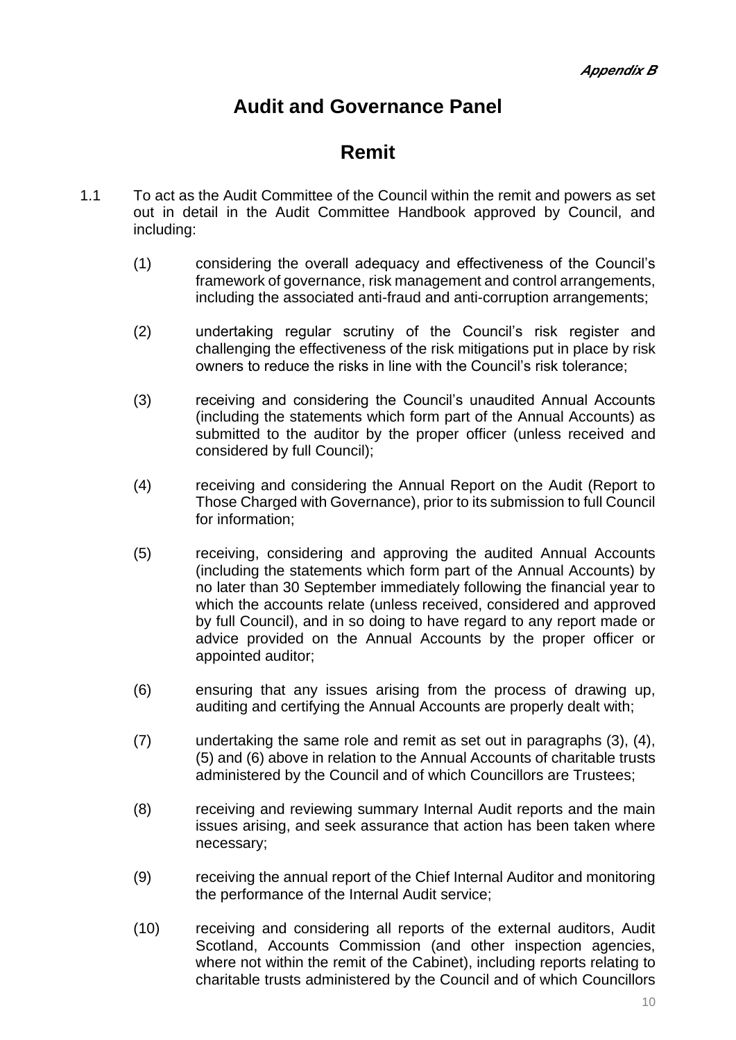***Appendix B***

# Audit and Governance Panel

## Remit

1.1 To act as the Audit Committee of the Council within the remit and powers as set out in detail in the Audit Committee Handbook approved by Council, and including:

(1) considering the overall adequacy and effectiveness of the Council's framework of governance, risk management and control arrangements, including the associated anti-fraud and anti-corruption arrangements;

(2) undertaking regular scrutiny of the Council's risk register and challenging the effectiveness of the risk mitigations put in place by risk owners to reduce the risks in line with the Council's risk tolerance;

(3) receiving and considering the Council's unaudited Annual Accounts (including the statements which form part of the Annual Accounts) as submitted to the auditor by the proper officer (unless received and considered by full Council);

(4) receiving and considering the Annual Report on the Audit (Report to Those Charged with Governance), prior to its submission to full Council for information;

(5) receiving, considering and approving the audited Annual Accounts (including the statements which form part of the Annual Accounts) by no later than 30 September immediately following the financial year to which the accounts relate (unless received, considered and approved by full Council), and in so doing to have regard to any report made or advice provided on the Annual Accounts by the proper officer or appointed auditor;

(6) ensuring that any issues arising from the process of drawing up, auditing and certifying the Annual Accounts are properly dealt with;

(7) undertaking the same role and remit as set out in paragraphs (3), (4), (5) and (6) above in relation to the Annual Accounts of charitable trusts administered by the Council and of which Councillors are Trustees;

(8) receiving and reviewing summary Internal Audit reports and the main issues arising, and seek assurance that action has been taken where necessary;

(9) receiving the annual report of the Chief Internal Auditor and monitoring the performance of the Internal Audit service;

(10) receiving and considering all reports of the external auditors, Audit Scotland, Accounts Commission (and other inspection agencies, where not within the remit of the Cabinet), including reports relating to charitable trusts administered by the Council and of which Councillors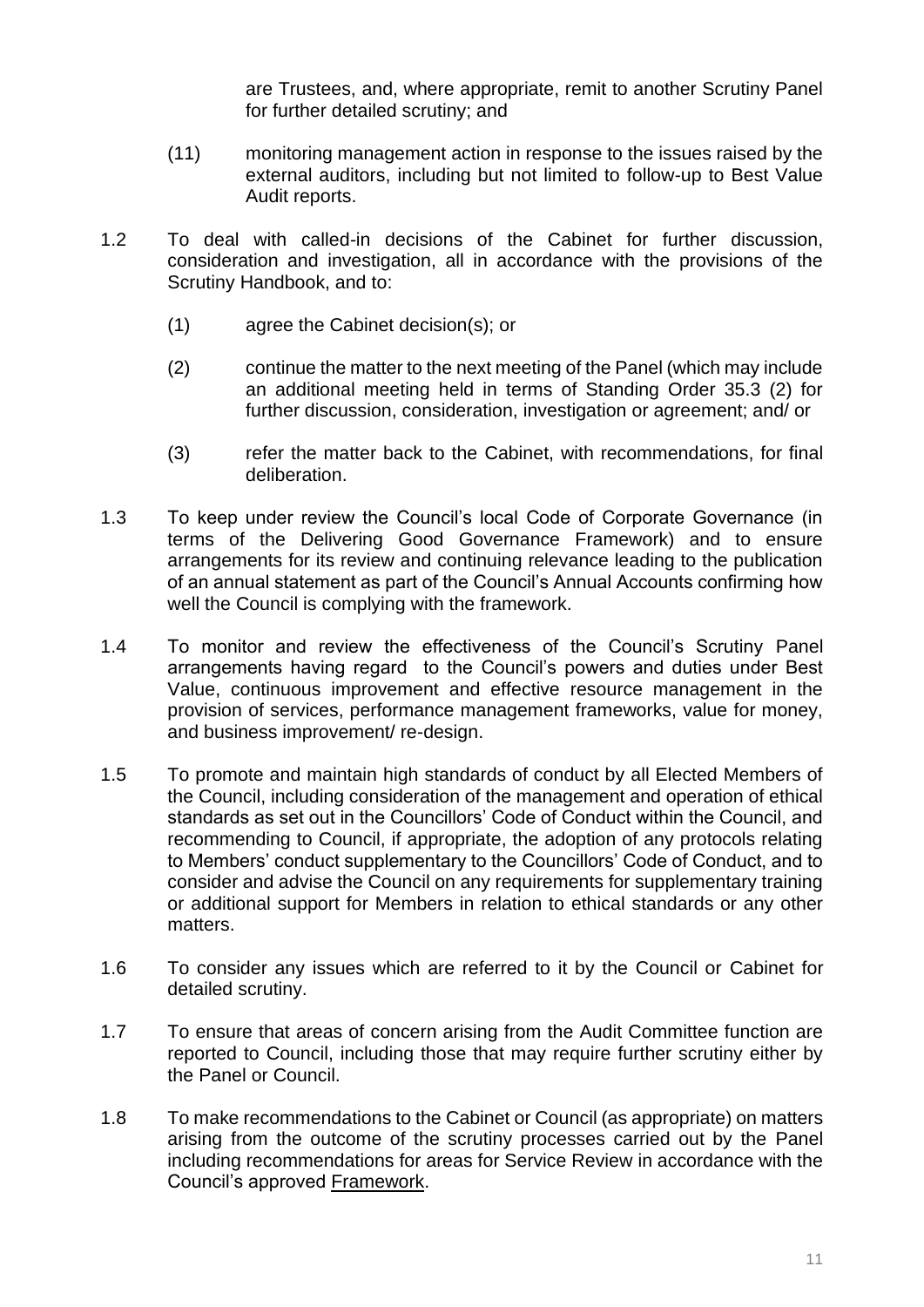are Trustees, and, where appropriate, remit to another Scrutiny Panel for further detailed scrutiny; and

(11) monitoring management action in response to the issues raised by the external auditors, including but not limited to follow-up to Best Value Audit reports.

1.2 To deal with called-in decisions of the Cabinet for further discussion, consideration and investigation, all in accordance with the provisions of the Scrutiny Handbook, and to:

(1) agree the Cabinet decision(s); or

(2) continue the matter to the next meeting of the Panel (which may include an additional meeting held in terms of Standing Order 35.3 (2) for further discussion, consideration, investigation or agreement; and/ or

(3) refer the matter back to the Cabinet, with recommendations, for final deliberation.

1.3 To keep under review the Council's local Code of Corporate Governance (in terms of the Delivering Good Governance Framework) and to ensure arrangements for its review and continuing relevance leading to the publication of an annual statement as part of the Council's Annual Accounts confirming how well the Council is complying with the framework.

1.4 To monitor and review the effectiveness of the Council's Scrutiny Panel arrangements having regard to the Council's powers and duties under Best Value, continuous improvement and effective resource management in the provision of services, performance management frameworks, value for money, and business improvement/ re-design.

1.5 To promote and maintain high standards of conduct by all Elected Members of the Council, including consideration of the management and operation of ethical standards as set out in the Councillors' Code of Conduct within the Council, and recommending to Council, if appropriate, the adoption of any protocols relating to Members' conduct supplementary to the Councillors' Code of Conduct, and to consider and advise the Council on any requirements for supplementary training or additional support for Members in relation to ethical standards or any other matters.

1.6 To consider any issues which are referred to it by the Council or Cabinet for detailed scrutiny.

1.7 To ensure that areas of concern arising from the Audit Committee function are reported to Council, including those that may require further scrutiny either by the Panel or Council.

1.8 To make recommendations to the Cabinet or Council (as appropriate) on matters arising from the outcome of the scrutiny processes carried out by the Panel including recommendations for areas for Service Review in accordance with the Council's approved Framework.